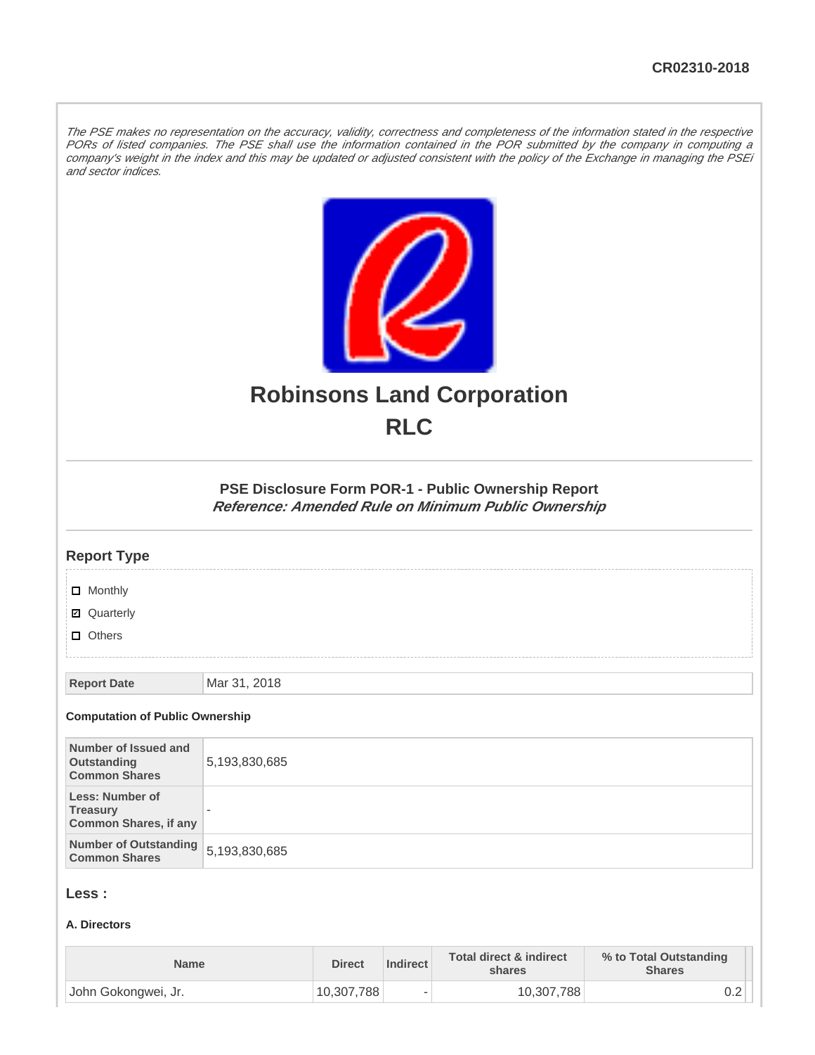CR02310-2018

*The PSE makes no representation on the accuracy, validity, correctness and completeness of the information stated in the respective PORs of listed companies. The PSE shall use the information contained in the POR submitted by the company in computing a company's weight in the index and this may be updated or adjusted consistent with the policy of the Exchange in managing the PSEi and sector indices.*

# Robinsons Land Corporation

# RLC

### PSE Disclosure Form POR-1 - Public Ownership Report

***Reference: Amended Rule on Minimum Public Ownership***

## Report Type

- ☐ Monthly
- ☑ Quarterly
- ☐ Others

| Report Date | Mar 31, 2018 |
|---|---|

**Computation of Public Ownership**

| Number of Issued and Outstanding Common Shares | 5,193,830,685 |
|---|---|
| Less: Number of Treasury Common Shares, if any | - |
| Number of Outstanding Common Shares | 5,193,830,685 |

## Less :

**A. Directors**

| Name | Direct | Indirect | Total direct & indirect shares | % to Total Outstanding Shares |
|---|---|---|---|---|
| John Gokongwei, Jr. | 10,307,788 | - | 10,307,788 | 0.2 |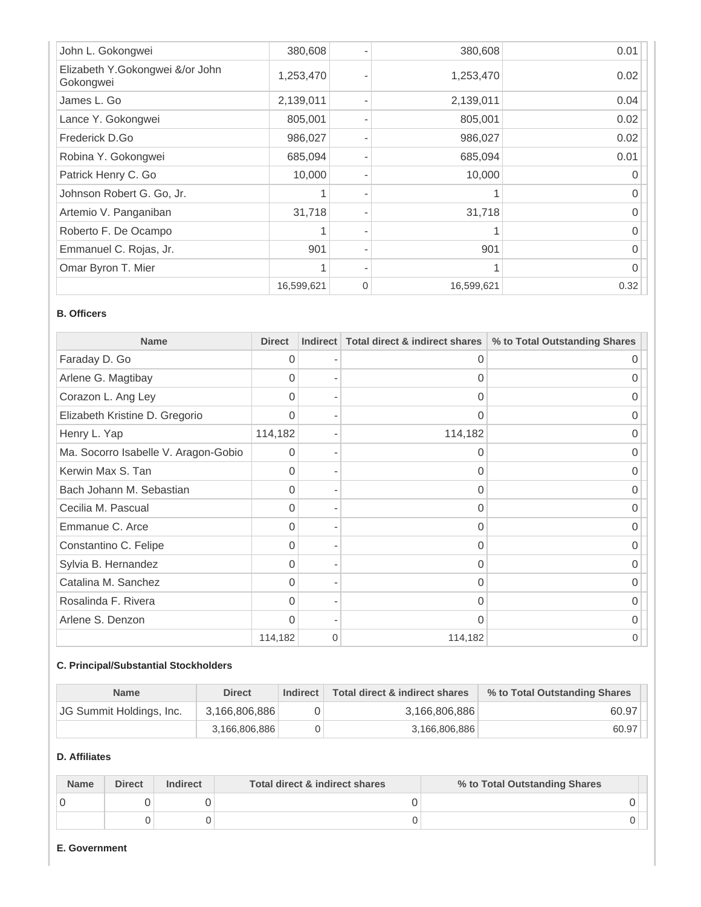| | | | | |
|---|---|---|---|---|
| John L. Gokongwei | 380,608 | - | 380,608 | 0.01 |
| Elizabeth Y.Gokongwei &/or John Gokongwei | 1,253,470 | - | 1,253,470 | 0.02 |
| James L. Go | 2,139,011 | - | 2,139,011 | 0.04 |
| Lance Y. Gokongwei | 805,001 | - | 805,001 | 0.02 |
| Frederick D.Go | 986,027 | - | 986,027 | 0.02 |
| Robina Y. Gokongwei | 685,094 | - | 685,094 | 0.01 |
| Patrick Henry C. Go | 10,000 | - | 10,000 | 0 |
| Johnson Robert G. Go, Jr. | 1 | - | 1 | 0 |
| Artemio V. Panganiban | 31,718 | - | 31,718 | 0 |
| Roberto F. De Ocampo | 1 | - | 1 | 0 |
| Emmanuel C. Rojas, Jr. | 901 | - | 901 | 0 |
| Omar Byron T. Mier | 1 | - | 1 | 0 |
| | 16,599,621 | 0 | 16,599,621 | 0.32 |

**B. Officers**

| Name | Direct | Indirect | Total direct & indirect shares | % to Total Outstanding Shares |
|---|---|---|---|---|
| Faraday D. Go | 0 | - | 0 | 0 |
| Arlene G. Magtibay | 0 | - | 0 | 0 |
| Corazon L. Ang Ley | 0 | - | 0 | 0 |
| Elizabeth Kristine D. Gregorio | 0 | - | 0 | 0 |
| Henry L. Yap | 114,182 | - | 114,182 | 0 |
| Ma. Socorro Isabelle V. Aragon-Gobio | 0 | - | 0 | 0 |
| Kerwin Max S. Tan | 0 | - | 0 | 0 |
| Bach Johann M. Sebastian | 0 | - | 0 | 0 |
| Cecilia M. Pascual | 0 | - | 0 | 0 |
| Emmanue C. Arce | 0 | - | 0 | 0 |
| Constantino C. Felipe | 0 | - | 0 | 0 |
| Sylvia B. Hernandez | 0 | - | 0 | 0 |
| Catalina M. Sanchez | 0 | - | 0 | 0 |
| Rosalinda F. Rivera | 0 | - | 0 | 0 |
| Arlene S. Denzon | 0 | - | 0 | 0 |
| | 114,182 | 0 | 114,182 | 0 |

**C. Principal/Substantial Stockholders**

| Name | Direct | Indirect | Total direct & indirect shares | % to Total Outstanding Shares |
|---|---|---|---|---|
| JG Summit Holdings, Inc. | 3,166,806,886 | 0 | 3,166,806,886 | 60.97 |
| | 3,166,806,886 | 0 | 3,166,806,886 | 60.97 |

**D. Affiliates**

| Name | Direct | Indirect | Total direct & indirect shares | % to Total Outstanding Shares |
|---|---|---|---|---|
| 0 | 0 | 0 | 0 | 0 |
| | 0 | 0 | 0 | 0 |

**E. Government**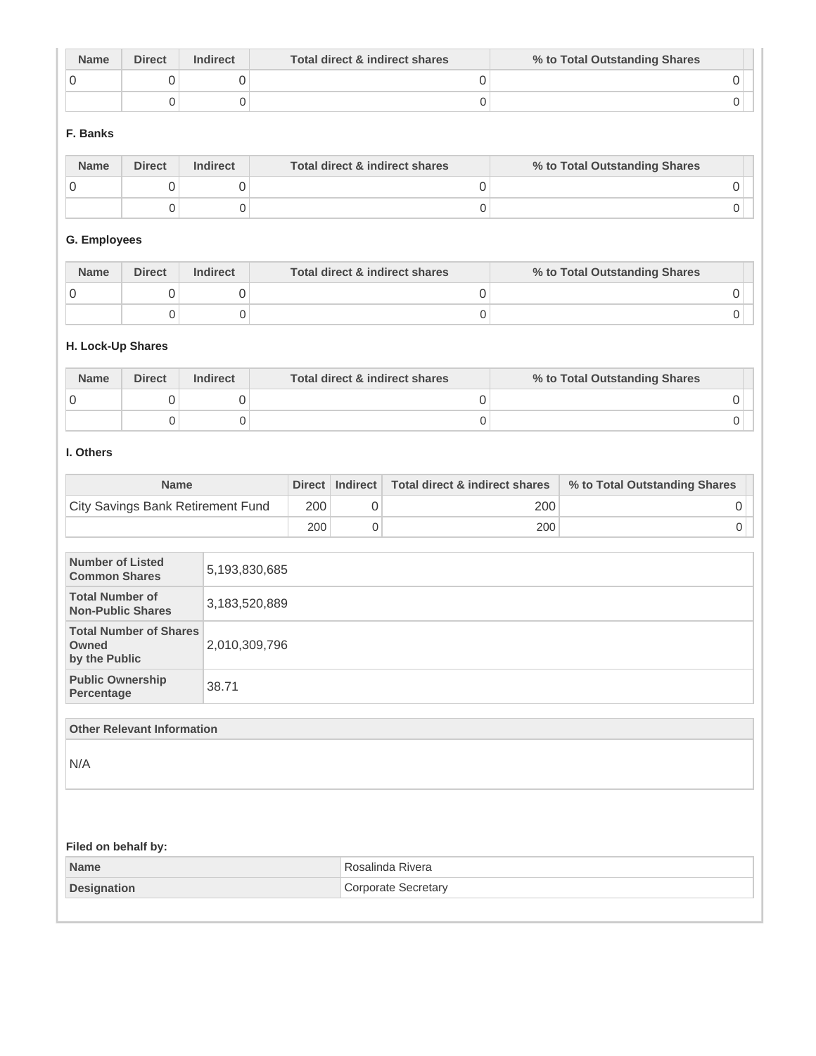| Name | Direct | Indirect | Total direct & indirect shares | % to Total Outstanding Shares |
|---|---|---|---|---|
| 0 | 0 | 0 | 0 | 0 |
| | 0 | 0 | 0 | 0 |

**F. Banks**

| Name | Direct | Indirect | Total direct & indirect shares | % to Total Outstanding Shares |
|---|---|---|---|---|
| 0 | 0 | 0 | 0 | 0 |
| | 0 | 0 | 0 | 0 |

**G. Employees**

| Name | Direct | Indirect | Total direct & indirect shares | % to Total Outstanding Shares |
|---|---|---|---|---|
| 0 | 0 | 0 | 0 | 0 |
| | 0 | 0 | 0 | 0 |

**H. Lock-Up Shares**

| Name | Direct | Indirect | Total direct & indirect shares | % to Total Outstanding Shares |
|---|---|---|---|---|
| 0 | 0 | 0 | 0 | 0 |
| | 0 | 0 | 0 | 0 |

**I. Others**

| Name | Direct | Indirect | Total direct & indirect shares | % to Total Outstanding Shares |
|---|---|---|---|---|
| City Savings Bank Retirement Fund | 200 | 0 | 200 | 0 |
| | 200 | 0 | 200 | 0 |

| | |
|---|---|
| **Number of Listed Common Shares** | 5,193,830,685 |
| **Total Number of Non-Public Shares** | 3,183,520,889 |
| **Total Number of Shares Owned by the Public** | 2,010,309,796 |
| **Public Ownership Percentage** | 38.71 |

**Other Relevant Information**

N/A

**Filed on behalf by:**

| | |
|---|---|
| **Name** | Rosalinda Rivera |
| **Designation** | Corporate Secretary |